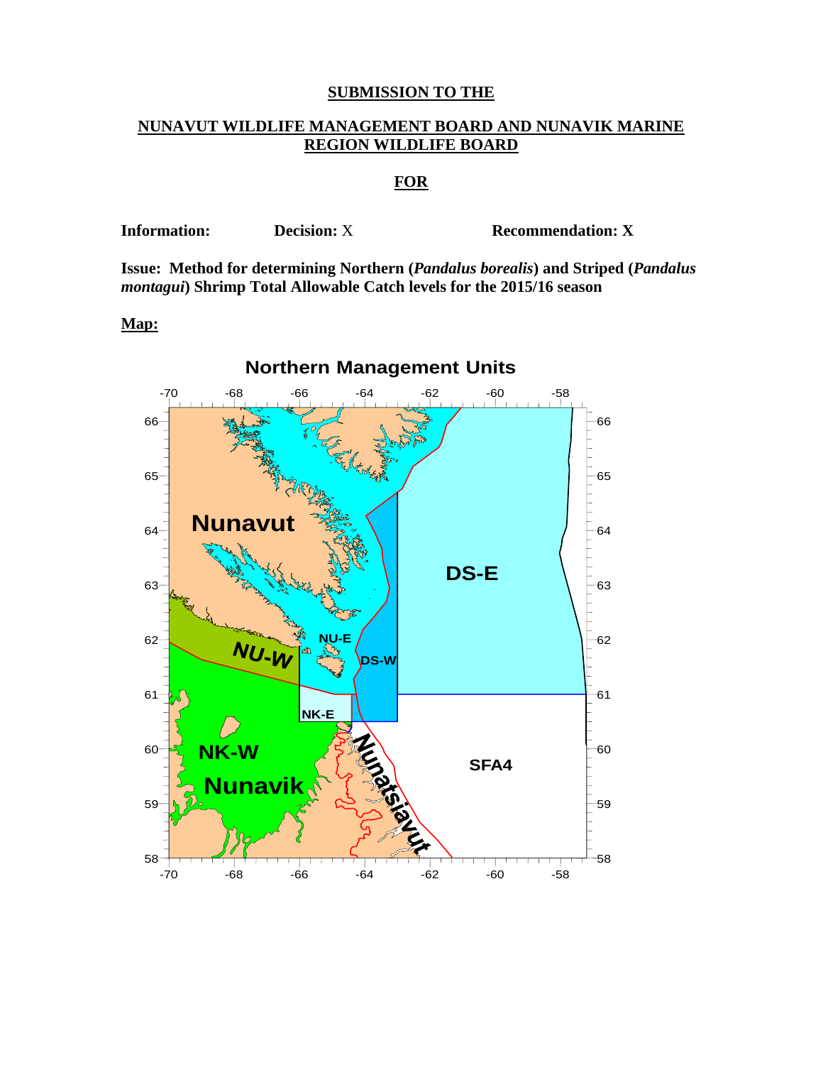# SUBMISSION TO THE

## NUNAVUT WILDLIFE MANAGEMENT BOARD AND NUNAVIK MARINE REGION WILDLIFE BOARD

## FOR

**Information:** **Decision:** X **Recommendation: X**

**Issue: Method for determining Northern (*Pandalus borealis*) and Striped (*Pandalus montagui*) Shrimp Total Allowable Catch levels for the 2015/16 season**

**Map:**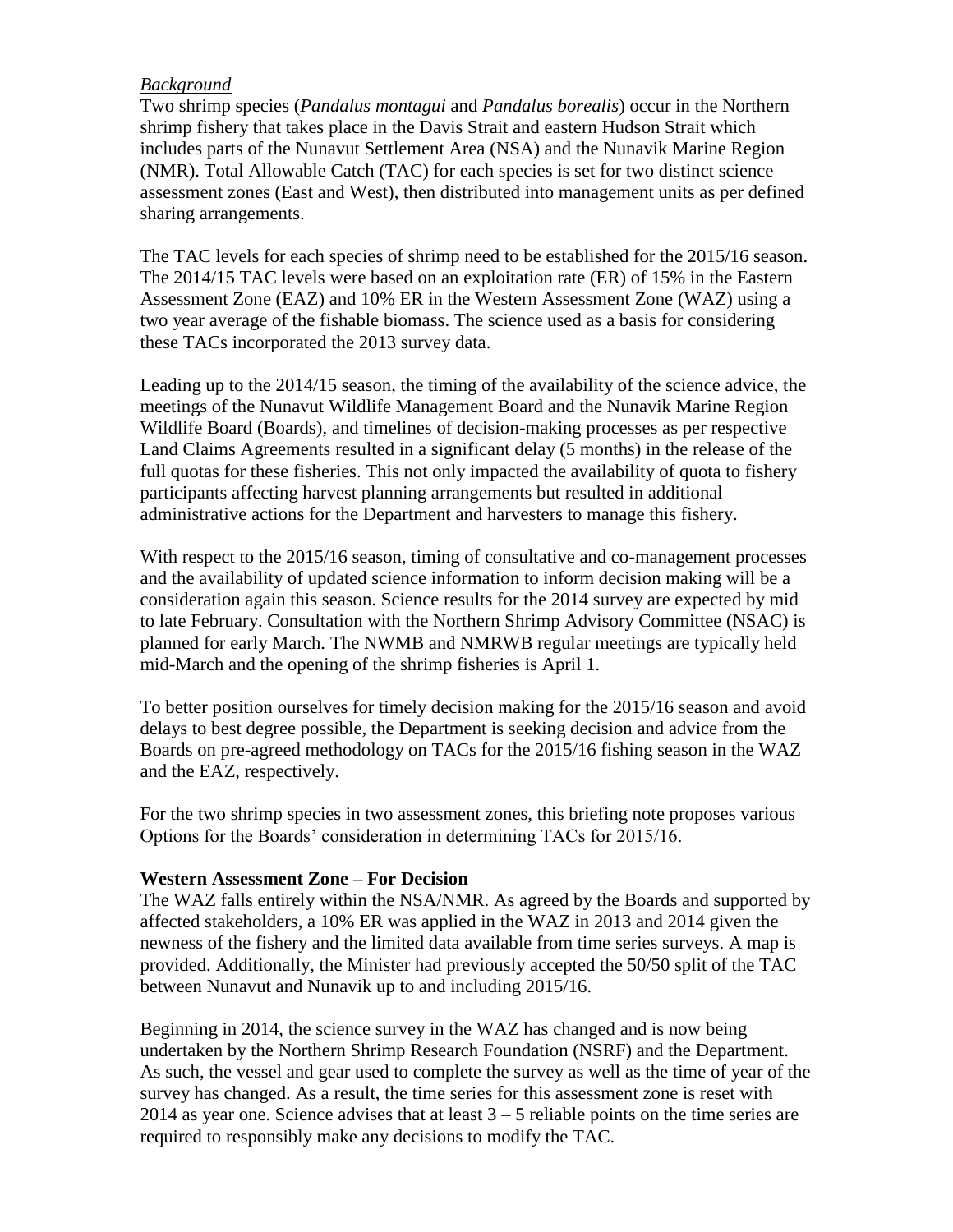*Background*

Two shrimp species (*Pandalus montagui* and *Pandalus borealis*) occur in the Northern shrimp fishery that takes place in the Davis Strait and eastern Hudson Strait which includes parts of the Nunavut Settlement Area (NSA) and the Nunavik Marine Region (NMR). Total Allowable Catch (TAC) for each species is set for two distinct science assessment zones (East and West), then distributed into management units as per defined sharing arrangements.

The TAC levels for each species of shrimp need to be established for the 2015/16 season. The 2014/15 TAC levels were based on an exploitation rate (ER) of 15% in the Eastern Assessment Zone (EAZ) and 10% ER in the Western Assessment Zone (WAZ) using a two year average of the fishable biomass. The science used as a basis for considering these TACs incorporated the 2013 survey data.

Leading up to the 2014/15 season, the timing of the availability of the science advice, the meetings of the Nunavut Wildlife Management Board and the Nunavik Marine Region Wildlife Board (Boards), and timelines of decision-making processes as per respective Land Claims Agreements resulted in a significant delay (5 months) in the release of the full quotas for these fisheries. This not only impacted the availability of quota to fishery participants affecting harvest planning arrangements but resulted in additional administrative actions for the Department and harvesters to manage this fishery.

With respect to the 2015/16 season, timing of consultative and co-management processes and the availability of updated science information to inform decision making will be a consideration again this season. Science results for the 2014 survey are expected by mid to late February. Consultation with the Northern Shrimp Advisory Committee (NSAC) is planned for early March. The NWMB and NMRWB regular meetings are typically held mid-March and the opening of the shrimp fisheries is April 1.

To better position ourselves for timely decision making for the 2015/16 season and avoid delays to best degree possible, the Department is seeking decision and advice from the Boards on pre-agreed methodology on TACs for the 2015/16 fishing season in the WAZ and the EAZ, respectively.

For the two shrimp species in two assessment zones, this briefing note proposes various Options for the Boards' consideration in determining TACs for 2015/16.

**Western Assessment Zone – For Decision**

The WAZ falls entirely within the NSA/NMR. As agreed by the Boards and supported by affected stakeholders, a 10% ER was applied in the WAZ in 2013 and 2014 given the newness of the fishery and the limited data available from time series surveys. A map is provided. Additionally, the Minister had previously accepted the 50/50 split of the TAC between Nunavut and Nunavik up to and including 2015/16.

Beginning in 2014, the science survey in the WAZ has changed and is now being undertaken by the Northern Shrimp Research Foundation (NSRF) and the Department. As such, the vessel and gear used to complete the survey as well as the time of year of the survey has changed. As a result, the time series for this assessment zone is reset with 2014 as year one. Science advises that at least 3 – 5 reliable points on the time series are required to responsibly make any decisions to modify the TAC.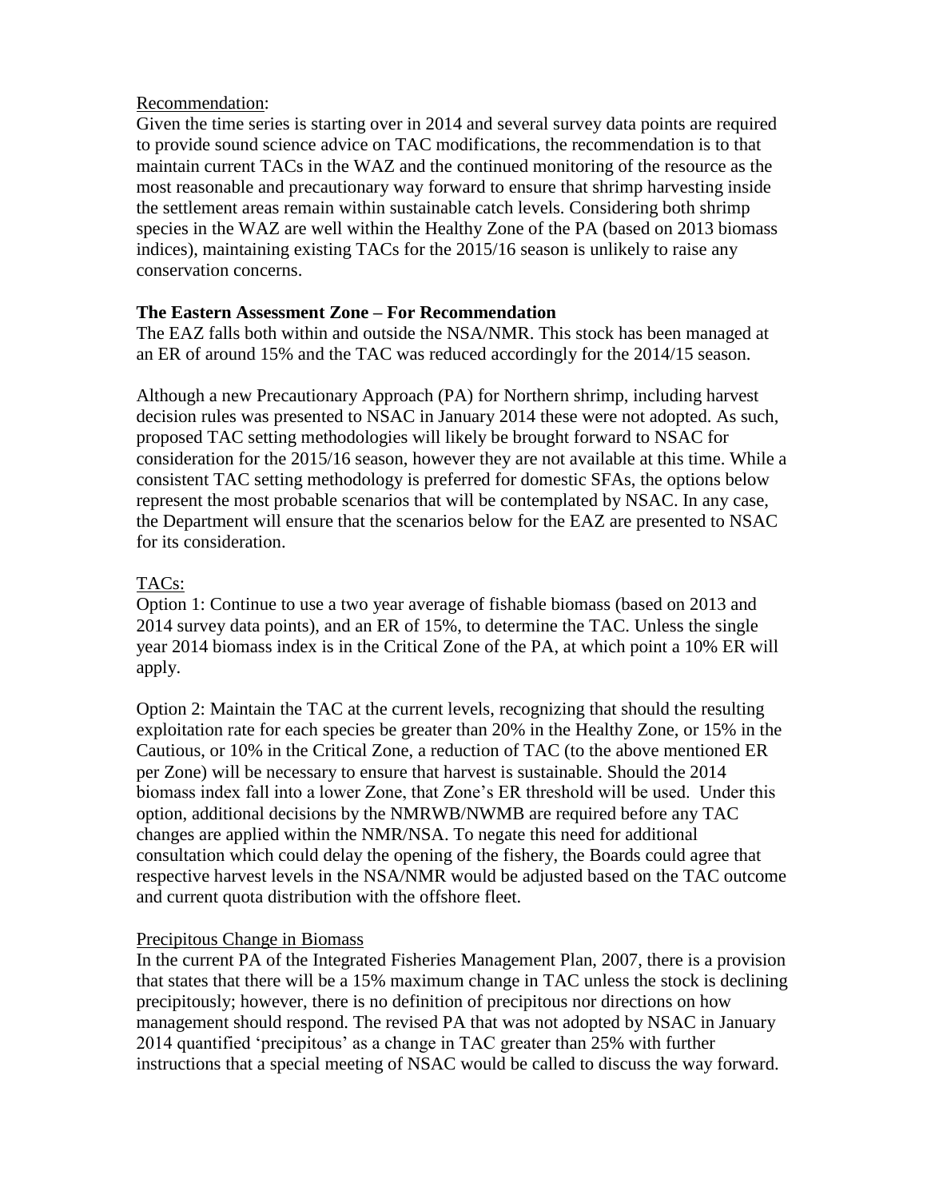Recommendation:

Given the time series is starting over in 2014 and several survey data points are required to provide sound science advice on TAC modifications, the recommendation is to that maintain current TACs in the WAZ and the continued monitoring of the resource as the most reasonable and precautionary way forward to ensure that shrimp harvesting inside the settlement areas remain within sustainable catch levels. Considering both shrimp species in the WAZ are well within the Healthy Zone of the PA (based on 2013 biomass indices), maintaining existing TACs for the 2015/16 season is unlikely to raise any conservation concerns.

**The Eastern Assessment Zone – For Recommendation**

The EAZ falls both within and outside the NSA/NMR. This stock has been managed at an ER of around 15% and the TAC was reduced accordingly for the 2014/15 season.

Although a new Precautionary Approach (PA) for Northern shrimp, including harvest decision rules was presented to NSAC in January 2014 these were not adopted. As such, proposed TAC setting methodologies will likely be brought forward to NSAC for consideration for the 2015/16 season, however they are not available at this time. While a consistent TAC setting methodology is preferred for domestic SFAs, the options below represent the most probable scenarios that will be contemplated by NSAC. In any case, the Department will ensure that the scenarios below for the EAZ are presented to NSAC for its consideration.

TACs:

Option 1: Continue to use a two year average of fishable biomass (based on 2013 and 2014 survey data points), and an ER of 15%, to determine the TAC. Unless the single year 2014 biomass index is in the Critical Zone of the PA, at which point a 10% ER will apply.

Option 2: Maintain the TAC at the current levels, recognizing that should the resulting exploitation rate for each species be greater than 20% in the Healthy Zone, or 15% in the Cautious, or 10% in the Critical Zone, a reduction of TAC (to the above mentioned ER per Zone) will be necessary to ensure that harvest is sustainable. Should the 2014 biomass index fall into a lower Zone, that Zone's ER threshold will be used. Under this option, additional decisions by the NMRWB/NWMB are required before any TAC changes are applied within the NMR/NSA. To negate this need for additional consultation which could delay the opening of the fishery, the Boards could agree that respective harvest levels in the NSA/NMR would be adjusted based on the TAC outcome and current quota distribution with the offshore fleet.

Precipitous Change in Biomass

In the current PA of the Integrated Fisheries Management Plan, 2007, there is a provision that states that there will be a 15% maximum change in TAC unless the stock is declining precipitously; however, there is no definition of precipitous nor directions on how management should respond. The revised PA that was not adopted by NSAC in January 2014 quantified 'precipitous' as a change in TAC greater than 25% with further instructions that a special meeting of NSAC would be called to discuss the way forward.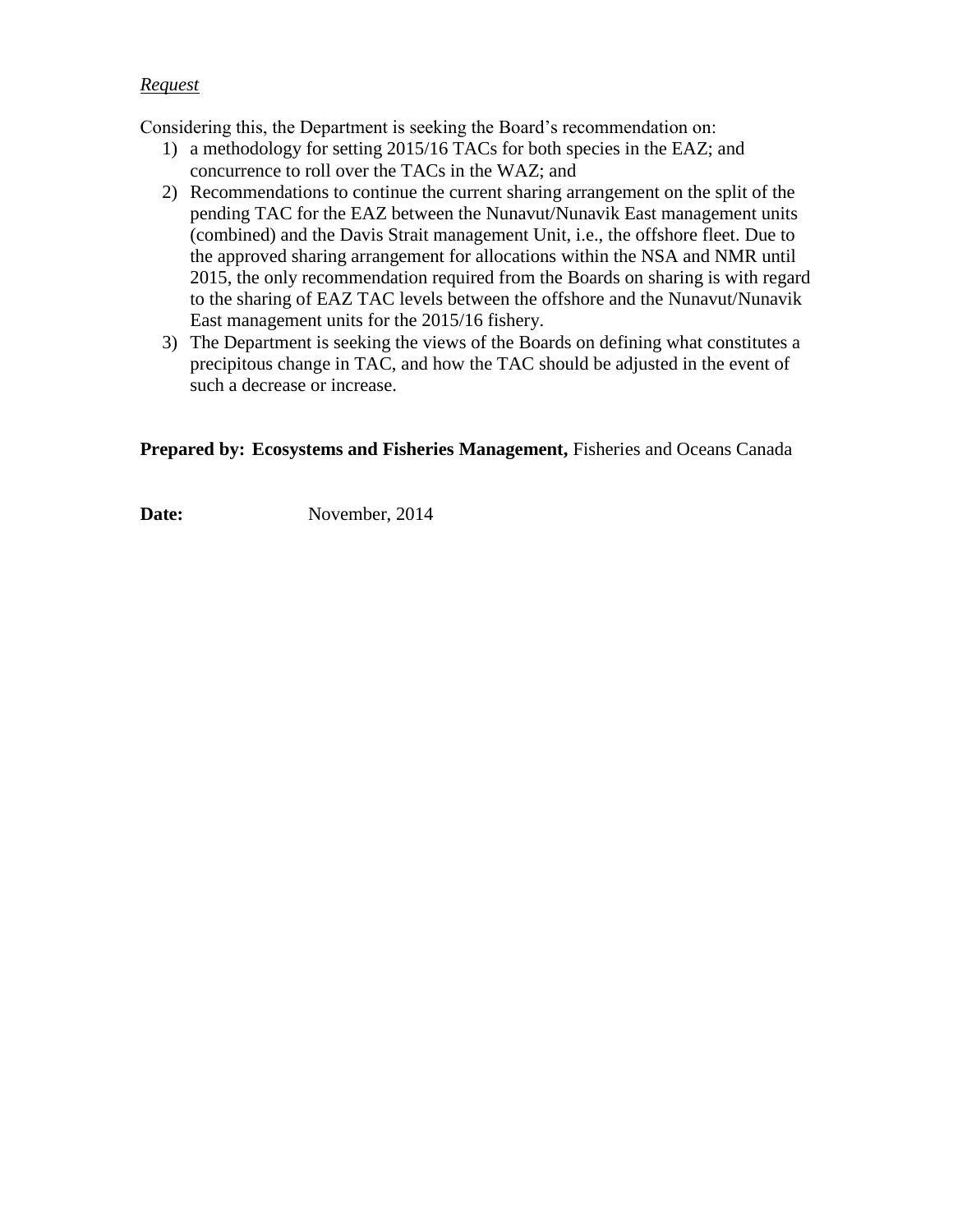*Request*

Considering this, the Department is seeking the Board's recommendation on:

1) a methodology for setting 2015/16 TACs for both species in the EAZ; and concurrence to roll over the TACs in the WAZ; and
2) Recommendations to continue the current sharing arrangement on the split of the pending TAC for the EAZ between the Nunavut/Nunavik East management units (combined) and the Davis Strait management Unit, i.e., the offshore fleet. Due to the approved sharing arrangement for allocations within the NSA and NMR until 2015, the only recommendation required from the Boards on sharing is with regard to the sharing of EAZ TAC levels between the offshore and the Nunavut/Nunavik East management units for the 2015/16 fishery.
3) The Department is seeking the views of the Boards on defining what constitutes a precipitous change in TAC, and how the TAC should be adjusted in the event of such a decrease or increase.

**Prepared by: Ecosystems and Fisheries Management,** Fisheries and Oceans Canada

**Date:** November, 2014